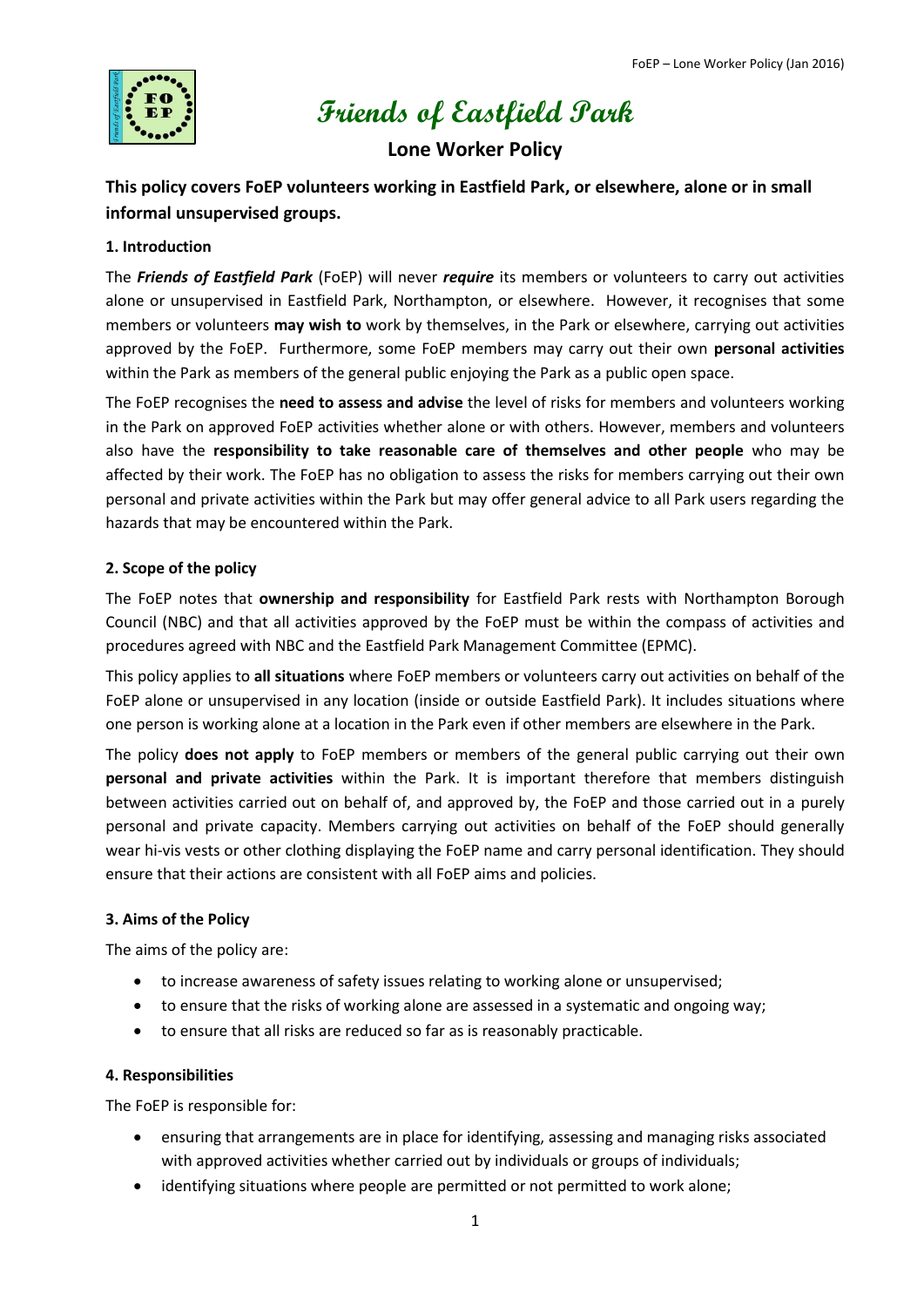# Friends of Eastfield Park

## Lone Worker Policy

**This policy covers FoEP volunteers working in Eastfield Park, or elsewhere, alone or in small informal unsupervised groups.**

### 1. Introduction

The ***Friends of Eastfield Park*** (FoEP) will never ***require*** its members or volunteers to carry out activities alone or unsupervised in Eastfield Park, Northampton, or elsewhere. However, it recognises that some members or volunteers **may wish to** work by themselves, in the Park or elsewhere, carrying out activities approved by the FoEP. Furthermore, some FoEP members may carry out their own **personal activities** within the Park as members of the general public enjoying the Park as a public open space.

The FoEP recognises the **need to assess and advise** the level of risks for members and volunteers working in the Park on approved FoEP activities whether alone or with others. However, members and volunteers also have the **responsibility to take reasonable care of themselves and other people** who may be affected by their work. The FoEP has no obligation to assess the risks for members carrying out their own personal and private activities within the Park but may offer general advice to all Park users regarding the hazards that may be encountered within the Park.

### 2. Scope of the policy

The FoEP notes that **ownership and responsibility** for Eastfield Park rests with Northampton Borough Council (NBC) and that all activities approved by the FoEP must be within the compass of activities and procedures agreed with NBC and the Eastfield Park Management Committee (EPMC).

This policy applies to **all situations** where FoEP members or volunteers carry out activities on behalf of the FoEP alone or unsupervised in any location (inside or outside Eastfield Park). It includes situations where one person is working alone at a location in the Park even if other members are elsewhere in the Park.

The policy **does not apply** to FoEP members or members of the general public carrying out their own **personal and private activities** within the Park. It is important therefore that members distinguish between activities carried out on behalf of, and approved by, the FoEP and those carried out in a purely personal and private capacity. Members carrying out activities on behalf of the FoEP should generally wear hi-vis vests or other clothing displaying the FoEP name and carry personal identification. They should ensure that their actions are consistent with all FoEP aims and policies.

### 3. Aims of the Policy

The aims of the policy are:

- to increase awareness of safety issues relating to working alone or unsupervised;
- to ensure that the risks of working alone are assessed in a systematic and ongoing way;
- to ensure that all risks are reduced so far as is reasonably practicable.

### 4. Responsibilities

The FoEP is responsible for:

- ensuring that arrangements are in place for identifying, assessing and managing risks associated with approved activities whether carried out by individuals or groups of individuals;
- identifying situations where people are permitted or not permitted to work alone;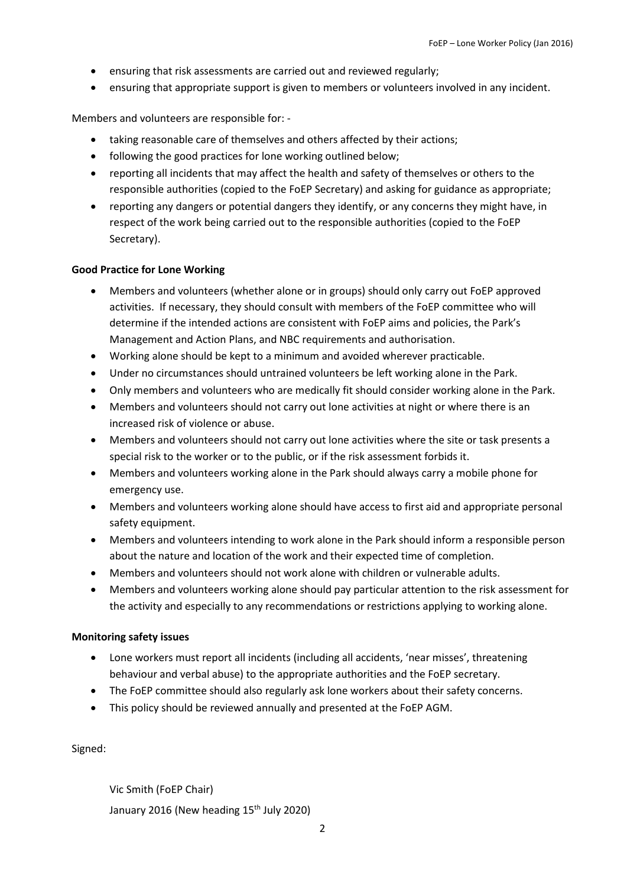- ensuring that risk assessments are carried out and reviewed regularly;
- ensuring that appropriate support is given to members or volunteers involved in any incident.

Members and volunteers are responsible for: -

- taking reasonable care of themselves and others affected by their actions;
- following the good practices for lone working outlined below;
- reporting all incidents that may affect the health and safety of themselves or others to the responsible authorities (copied to the FoEP Secretary) and asking for guidance as appropriate;
- reporting any dangers or potential dangers they identify, or any concerns they might have, in respect of the work being carried out to the responsible authorities (copied to the FoEP Secretary).

**Good Practice for Lone Working**

- Members and volunteers (whether alone or in groups) should only carry out FoEP approved activities. If necessary, they should consult with members of the FoEP committee who will determine if the intended actions are consistent with FoEP aims and policies, the Park's Management and Action Plans, and NBC requirements and authorisation.
- Working alone should be kept to a minimum and avoided wherever practicable.
- Under no circumstances should untrained volunteers be left working alone in the Park.
- Only members and volunteers who are medically fit should consider working alone in the Park.
- Members and volunteers should not carry out lone activities at night or where there is an increased risk of violence or abuse.
- Members and volunteers should not carry out lone activities where the site or task presents a special risk to the worker or to the public, or if the risk assessment forbids it.
- Members and volunteers working alone in the Park should always carry a mobile phone for emergency use.
- Members and volunteers working alone should have access to first aid and appropriate personal safety equipment.
- Members and volunteers intending to work alone in the Park should inform a responsible person about the nature and location of the work and their expected time of completion.
- Members and volunteers should not work alone with children or vulnerable adults.
- Members and volunteers working alone should pay particular attention to the risk assessment for the activity and especially to any recommendations or restrictions applying to working alone.

**Monitoring safety issues**

- Lone workers must report all incidents (including all accidents, 'near misses', threatening behaviour and verbal abuse) to the appropriate authorities and the FoEP secretary.
- The FoEP committee should also regularly ask lone workers about their safety concerns.
- This policy should be reviewed annually and presented at the FoEP AGM.

Signed:

Vic Smith (FoEP Chair)

January 2016 (New heading 15th July 2020)